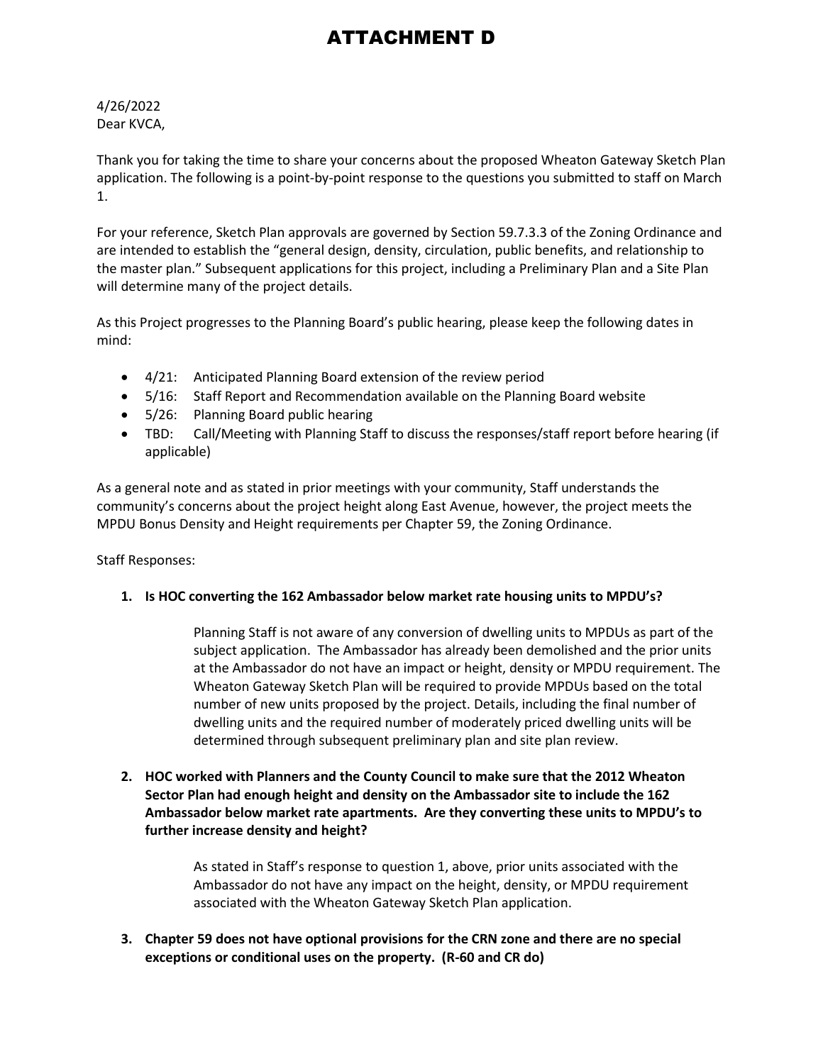# ATTACHMENT D

4/26/2022
Dear KVCA,

Thank you for taking the time to share your concerns about the proposed Wheaton Gateway Sketch Plan application. The following is a point-by-point response to the questions you submitted to staff on March 1.

For your reference, Sketch Plan approvals are governed by Section 59.7.3.3 of the Zoning Ordinance and are intended to establish the "general design, density, circulation, public benefits, and relationship to the master plan." Subsequent applications for this project, including a Preliminary Plan and a Site Plan will determine many of the project details.

As this Project progresses to the Planning Board's public hearing, please keep the following dates in mind:

- 4/21: Anticipated Planning Board extension of the review period
- 5/16: Staff Report and Recommendation available on the Planning Board website
- 5/26: Planning Board public hearing
- TBD: Call/Meeting with Planning Staff to discuss the responses/staff report before hearing (if applicable)

As a general note and as stated in prior meetings with your community, Staff understands the community's concerns about the project height along East Avenue, however, the project meets the MPDU Bonus Density and Height requirements per Chapter 59, the Zoning Ordinance.

Staff Responses:

1. **Is HOC converting the 162 Ambassador below market rate housing units to MPDU's?**

   Planning Staff is not aware of any conversion of dwelling units to MPDUs as part of the subject application. The Ambassador has already been demolished and the prior units at the Ambassador do not have an impact or height, density or MPDU requirement. The Wheaton Gateway Sketch Plan will be required to provide MPDUs based on the total number of new units proposed by the project. Details, including the final number of dwelling units and the required number of moderately priced dwelling units will be determined through subsequent preliminary plan and site plan review.

2. **HOC worked with Planners and the County Council to make sure that the 2012 Wheaton Sector Plan had enough height and density on the Ambassador site to include the 162 Ambassador below market rate apartments. Are they converting these units to MPDU's to further increase density and height?**

   As stated in Staff's response to question 1, above, prior units associated with the Ambassador do not have any impact on the height, density, or MPDU requirement associated with the Wheaton Gateway Sketch Plan application.

3. **Chapter 59 does not have optional provisions for the CRN zone and there are no special exceptions or conditional uses on the property. (R-60 and CR do)**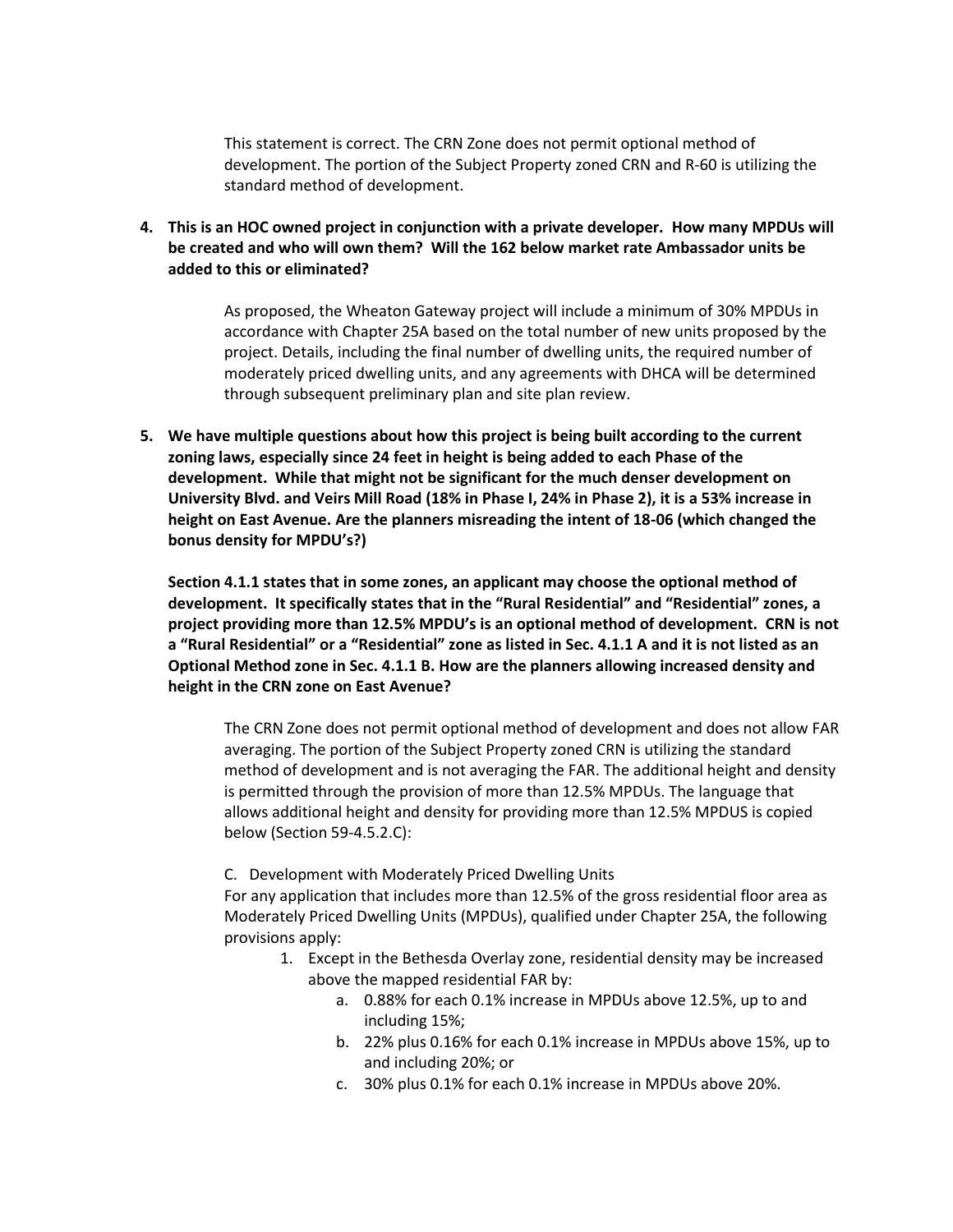This statement is correct. The CRN Zone does not permit optional method of development. The portion of the Subject Property zoned CRN and R-60 is utilizing the standard method of development.

4. **This is an HOC owned project in conjunction with a private developer. How many MPDUs will be created and who will own them? Will the 162 below market rate Ambassador units be added to this or eliminated?**

   As proposed, the Wheaton Gateway project will include a minimum of 30% MPDUs in accordance with Chapter 25A based on the total number of new units proposed by the project. Details, including the final number of dwelling units, the required number of moderately priced dwelling units, and any agreements with DHCA will be determined through subsequent preliminary plan and site plan review.

5. **We have multiple questions about how this project is being built according to the current zoning laws, especially since 24 feet in height is being added to each Phase of the development. While that might not be significant for the much denser development on University Blvd. and Veirs Mill Road (18% in Phase I, 24% in Phase 2), it is a 53% increase in height on East Avenue. Are the planners misreading the intent of 18-06 (which changed the bonus density for MPDU's?)**

   **Section 4.1.1 states that in some zones, an applicant may choose the optional method of development. It specifically states that in the "Rural Residential" and "Residential" zones, a project providing more than 12.5% MPDU's is an optional method of development. CRN is not a "Rural Residential" or a "Residential" zone as listed in Sec. 4.1.1 A and it is not listed as an Optional Method zone in Sec. 4.1.1 B. How are the planners allowing increased density and height in the CRN zone on East Avenue?**

   The CRN Zone does not permit optional method of development and does not allow FAR averaging. The portion of the Subject Property zoned CRN is utilizing the standard method of development and is not averaging the FAR. The additional height and density is permitted through the provision of more than 12.5% MPDUs. The language that allows additional height and density for providing more than 12.5% MPDUS is copied below (Section 59-4.5.2.C):

   C. Development with Moderately Priced Dwelling Units
   For any application that includes more than 12.5% of the gross residential floor area as Moderately Priced Dwelling Units (MPDUs), qualified under Chapter 25A, the following provisions apply:

   1. Except in the Bethesda Overlay zone, residential density may be increased above the mapped residential FAR by:
      a. 0.88% for each 0.1% increase in MPDUs above 12.5%, up to and including 15%;
      b. 22% plus 0.16% for each 0.1% increase in MPDUs above 15%, up to and including 20%; or
      c. 30% plus 0.1% for each 0.1% increase in MPDUs above 20%.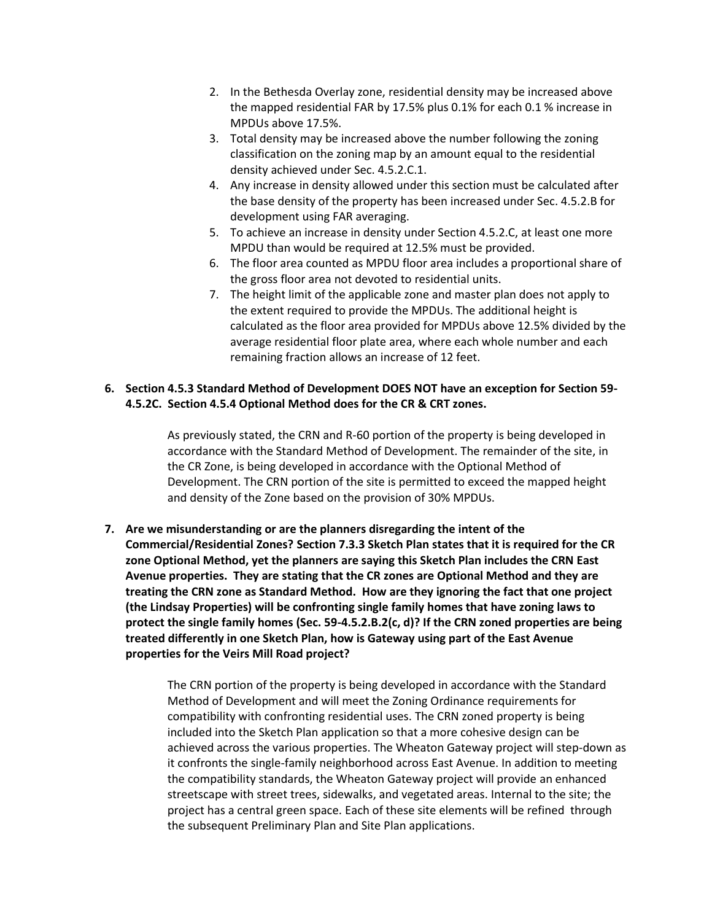2. In the Bethesda Overlay zone, residential density may be increased above the mapped residential FAR by 17.5% plus 0.1% for each 0.1 % increase in MPDUs above 17.5%.
3. Total density may be increased above the number following the zoning classification on the zoning map by an amount equal to the residential density achieved under Sec. 4.5.2.C.1.
4. Any increase in density allowed under this section must be calculated after the base density of the property has been increased under Sec. 4.5.2.B for development using FAR averaging.
5. To achieve an increase in density under Section 4.5.2.C, at least one more MPDU than would be required at 12.5% must be provided.
6. The floor area counted as MPDU floor area includes a proportional share of the gross floor area not devoted to residential units.
7. The height limit of the applicable zone and master plan does not apply to the extent required to provide the MPDUs. The additional height is calculated as the floor area provided for MPDUs above 12.5% divided by the average residential floor plate area, where each whole number and each remaining fraction allows an increase of 12 feet.

**6. Section 4.5.3 Standard Method of Development DOES NOT have an exception for Section 59-4.5.2C. Section 4.5.4 Optional Method does for the CR & CRT zones.**

As previously stated, the CRN and R-60 portion of the property is being developed in accordance with the Standard Method of Development. The remainder of the site, in the CR Zone, is being developed in accordance with the Optional Method of Development. The CRN portion of the site is permitted to exceed the mapped height and density of the Zone based on the provision of 30% MPDUs.

**7. Are we misunderstanding or are the planners disregarding the intent of the Commercial/Residential Zones? Section 7.3.3 Sketch Plan states that it is required for the CR zone Optional Method, yet the planners are saying this Sketch Plan includes the CRN East Avenue properties. They are stating that the CR zones are Optional Method and they are treating the CRN zone as Standard Method. How are they ignoring the fact that one project (the Lindsay Properties) will be confronting single family homes that have zoning laws to protect the single family homes (Sec. 59-4.5.2.B.2(c, d)? If the CRN zoned properties are being treated differently in one Sketch Plan, how is Gateway using part of the East Avenue properties for the Veirs Mill Road project?**

The CRN portion of the property is being developed in accordance with the Standard Method of Development and will meet the Zoning Ordinance requirements for compatibility with confronting residential uses. The CRN zoned property is being included into the Sketch Plan application so that a more cohesive design can be achieved across the various properties. The Wheaton Gateway project will step-down as it confronts the single-family neighborhood across East Avenue. In addition to meeting the compatibility standards, the Wheaton Gateway project will provide an enhanced streetscape with street trees, sidewalks, and vegetated areas. Internal to the site; the project has a central green space. Each of these site elements will be refined through the subsequent Preliminary Plan and Site Plan applications.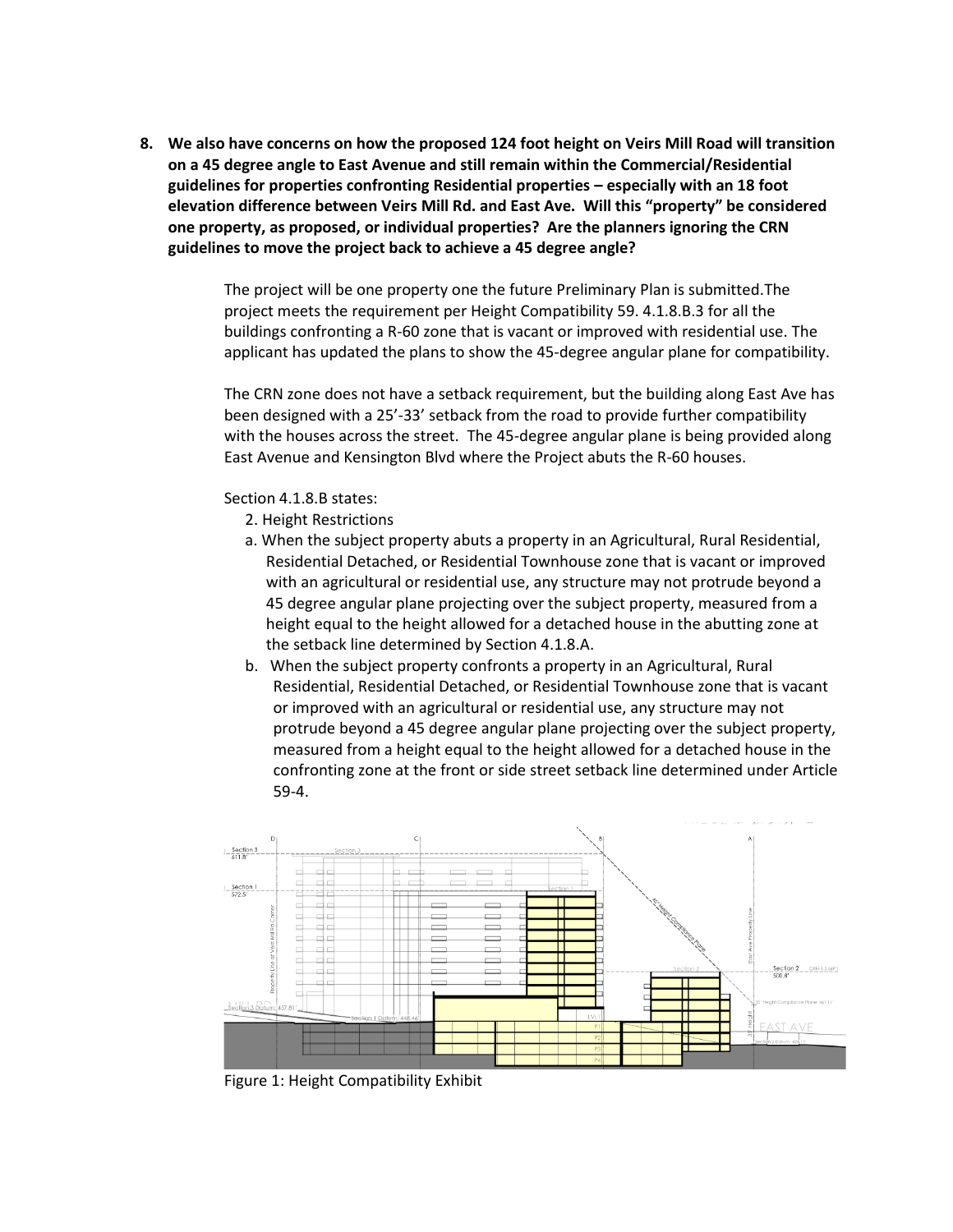**8. We also have concerns on how the proposed 124 foot height on Veirs Mill Road will transition on a 45 degree angle to East Avenue and still remain within the Commercial/Residential guidelines for properties confronting Residential properties – especially with an 18 foot elevation difference between Veirs Mill Rd. and East Ave. Will this "property" be considered one property, as proposed, or individual properties? Are the planners ignoring the CRN guidelines to move the project back to achieve a 45 degree angle?**

The project will be one property one the future Preliminary Plan is submitted.The project meets the requirement per Height Compatibility 59. 4.1.8.B.3 for all the buildings confronting a R-60 zone that is vacant or improved with residential use. The applicant has updated the plans to show the 45-degree angular plane for compatibility.

The CRN zone does not have a setback requirement, but the building along East Ave has been designed with a 25'-33' setback from the road to provide further compatibility with the houses across the street. The 45-degree angular plane is being provided along East Avenue and Kensington Blvd where the Project abuts the R-60 houses.

Section 4.1.8.B states:

2. Height Restrictions

a. When the subject property abuts a property in an Agricultural, Rural Residential, Residential Detached, or Residential Townhouse zone that is vacant or improved with an agricultural or residential use, any structure may not protrude beyond a 45 degree angular plane projecting over the subject property, measured from a height equal to the height allowed for a detached house in the abutting zone at the setback line determined by Section 4.1.8.A.

b. When the subject property confronts a property in an Agricultural, Rural Residential, Residential Detached, or Residential Townhouse zone that is vacant or improved with an agricultural or residential use, any structure may not protrude beyond a 45 degree angular plane projecting over the subject property, measured from a height equal to the height allowed for a detached house in the confronting zone at the front or side street setback line determined under Article 59-4.

Figure 1: Height Compatibility Exhibit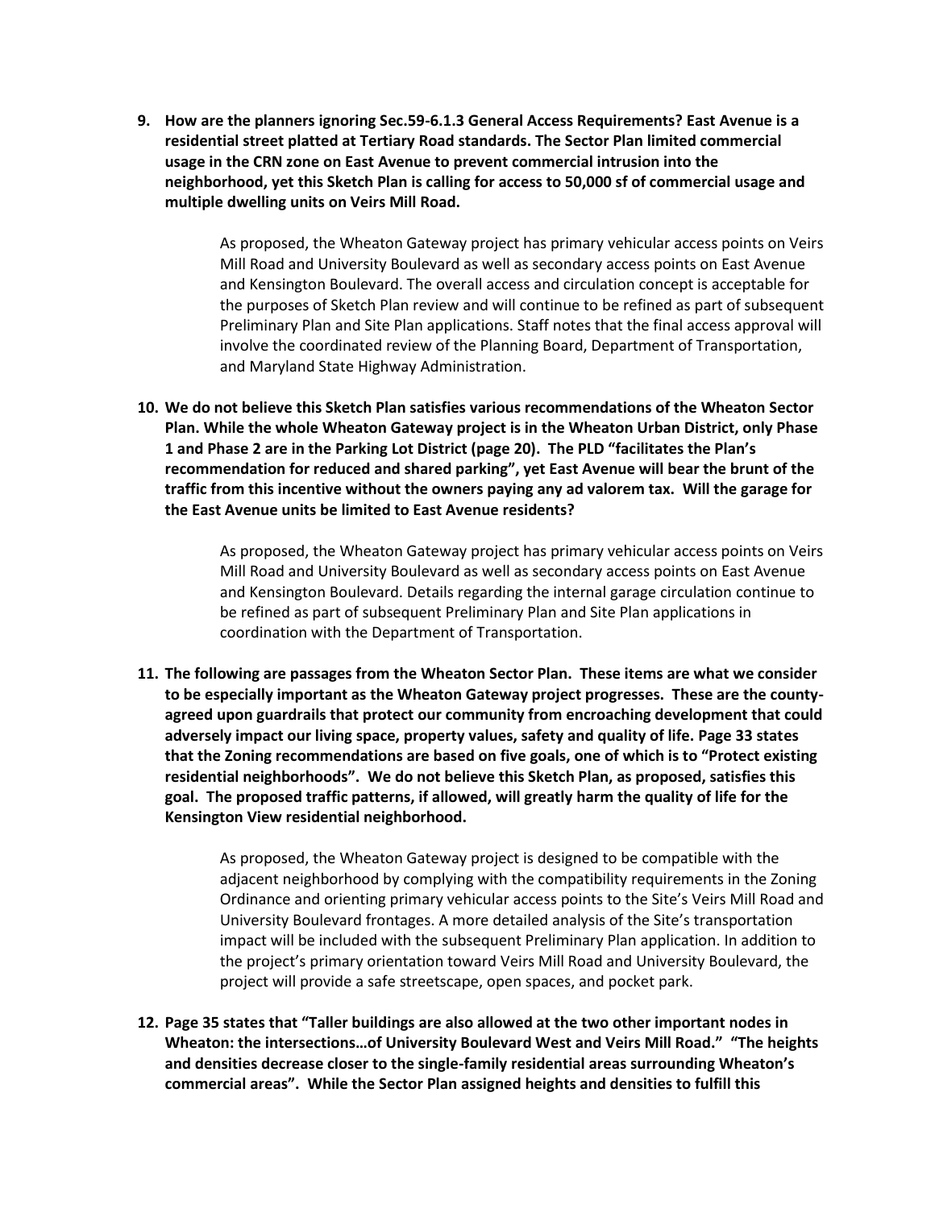9. **How are the planners ignoring Sec.59-6.1.3 General Access Requirements? East Avenue is a residential street platted at Tertiary Road standards. The Sector Plan limited commercial usage in the CRN zone on East Avenue to prevent commercial intrusion into the neighborhood, yet this Sketch Plan is calling for access to 50,000 sf of commercial usage and multiple dwelling units on Veirs Mill Road.**

   As proposed, the Wheaton Gateway project has primary vehicular access points on Veirs Mill Road and University Boulevard as well as secondary access points on East Avenue and Kensington Boulevard. The overall access and circulation concept is acceptable for the purposes of Sketch Plan review and will continue to be refined as part of subsequent Preliminary Plan and Site Plan applications. Staff notes that the final access approval will involve the coordinated review of the Planning Board, Department of Transportation, and Maryland State Highway Administration.

10. **We do not believe this Sketch Plan satisfies various recommendations of the Wheaton Sector Plan. While the whole Wheaton Gateway project is in the Wheaton Urban District, only Phase 1 and Phase 2 are in the Parking Lot District (page 20). The PLD "facilitates the Plan's recommendation for reduced and shared parking", yet East Avenue will bear the brunt of the traffic from this incentive without the owners paying any ad valorem tax. Will the garage for the East Avenue units be limited to East Avenue residents?**

    As proposed, the Wheaton Gateway project has primary vehicular access points on Veirs Mill Road and University Boulevard as well as secondary access points on East Avenue and Kensington Boulevard. Details regarding the internal garage circulation continue to be refined as part of subsequent Preliminary Plan and Site Plan applications in coordination with the Department of Transportation.

11. **The following are passages from the Wheaton Sector Plan. These items are what we consider to be especially important as the Wheaton Gateway project progresses. These are the county-agreed upon guardrails that protect our community from encroaching development that could adversely impact our living space, property values, safety and quality of life. Page 33 states that the Zoning recommendations are based on five goals, one of which is to "Protect existing residential neighborhoods". We do not believe this Sketch Plan, as proposed, satisfies this goal. The proposed traffic patterns, if allowed, will greatly harm the quality of life for the Kensington View residential neighborhood.**

    As proposed, the Wheaton Gateway project is designed to be compatible with the adjacent neighborhood by complying with the compatibility requirements in the Zoning Ordinance and orienting primary vehicular access points to the Site's Veirs Mill Road and University Boulevard frontages. A more detailed analysis of the Site's transportation impact will be included with the subsequent Preliminary Plan application. In addition to the project's primary orientation toward Veirs Mill Road and University Boulevard, the project will provide a safe streetscape, open spaces, and pocket park.

12. **Page 35 states that "Taller buildings are also allowed at the two other important nodes in Wheaton: the intersections…of University Boulevard West and Veirs Mill Road." "The heights and densities decrease closer to the single-family residential areas surrounding Wheaton's commercial areas". While the Sector Plan assigned heights and densities to fulfill this**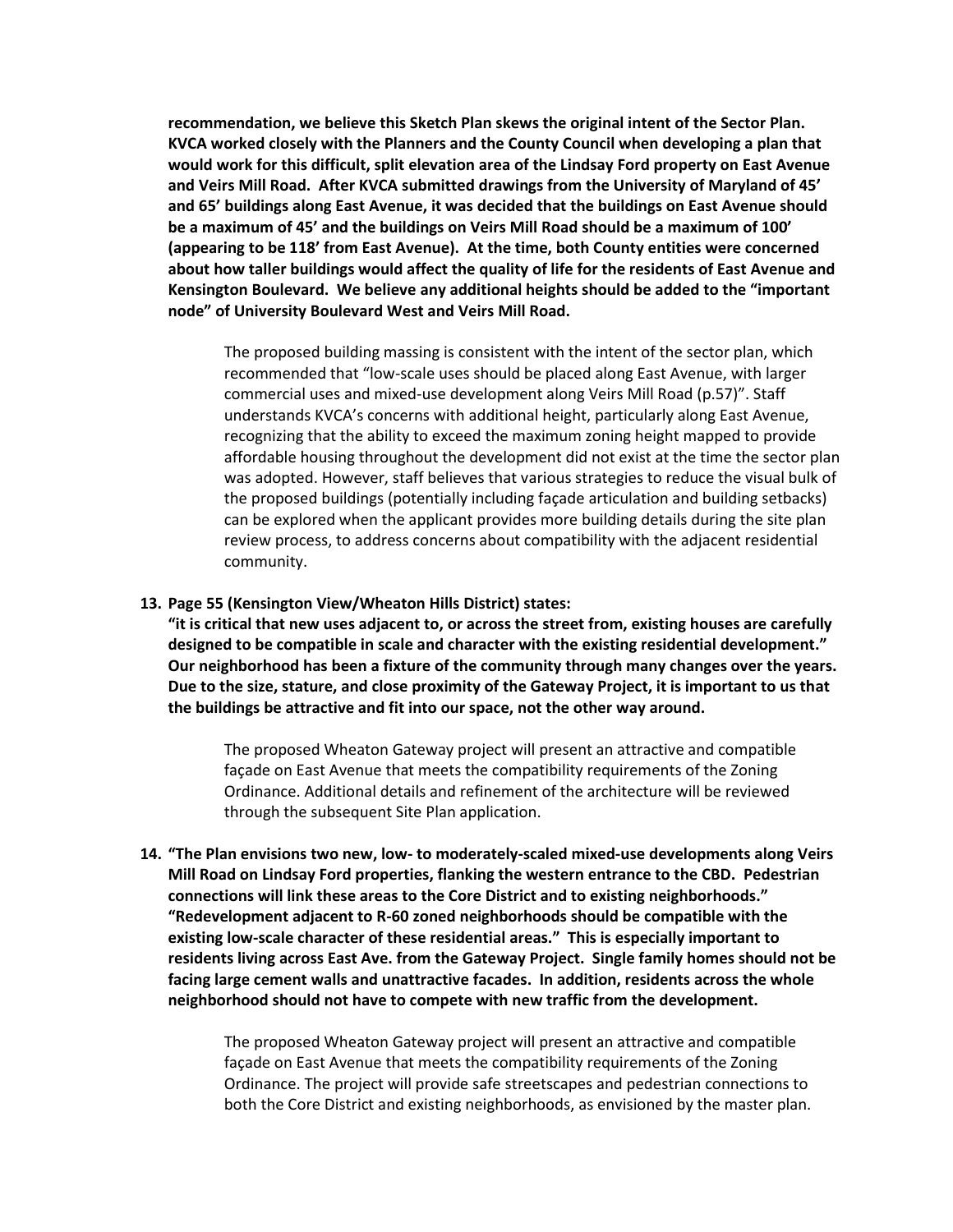**recommendation, we believe this Sketch Plan skews the original intent of the Sector Plan. KVCA worked closely with the Planners and the County Council when developing a plan that would work for this difficult, split elevation area of the Lindsay Ford property on East Avenue and Veirs Mill Road. After KVCA submitted drawings from the University of Maryland of 45' and 65' buildings along East Avenue, it was decided that the buildings on East Avenue should be a maximum of 45' and the buildings on Veirs Mill Road should be a maximum of 100' (appearing to be 118' from East Avenue). At the time, both County entities were concerned about how taller buildings would affect the quality of life for the residents of East Avenue and Kensington Boulevard. We believe any additional heights should be added to the "important node" of University Boulevard West and Veirs Mill Road.**

> The proposed building massing is consistent with the intent of the sector plan, which recommended that "low-scale uses should be placed along East Avenue, with larger commercial uses and mixed-use development along Veirs Mill Road (p.57)". Staff understands KVCA's concerns with additional height, particularly along East Avenue, recognizing that the ability to exceed the maximum zoning height mapped to provide affordable housing throughout the development did not exist at the time the sector plan was adopted. However, staff believes that various strategies to reduce the visual bulk of the proposed buildings (potentially including façade articulation and building setbacks) can be explored when the applicant provides more building details during the site plan review process, to address concerns about compatibility with the adjacent residential community.

13. **Page 55 (Kensington View/Wheaton Hills District) states: "it is critical that new uses adjacent to, or across the street from, existing houses are carefully designed to be compatible in scale and character with the existing residential development." Our neighborhood has been a fixture of the community through many changes over the years. Due to the size, stature, and close proximity of the Gateway Project, it is important to us that the buildings be attractive and fit into our space, not the other way around.**

    > The proposed Wheaton Gateway project will present an attractive and compatible façade on East Avenue that meets the compatibility requirements of the Zoning Ordinance. Additional details and refinement of the architecture will be reviewed through the subsequent Site Plan application.

14. **"The Plan envisions two new, low- to moderately-scaled mixed-use developments along Veirs Mill Road on Lindsay Ford properties, flanking the western entrance to the CBD. Pedestrian connections will link these areas to the Core District and to existing neighborhoods." "Redevelopment adjacent to R-60 zoned neighborhoods should be compatible with the existing low-scale character of these residential areas." This is especially important to residents living across East Ave. from the Gateway Project. Single family homes should not be facing large cement walls and unattractive facades. In addition, residents across the whole neighborhood should not have to compete with new traffic from the development.**

    > The proposed Wheaton Gateway project will present an attractive and compatible façade on East Avenue that meets the compatibility requirements of the Zoning Ordinance. The project will provide safe streetscapes and pedestrian connections to both the Core District and existing neighborhoods, as envisioned by the master plan.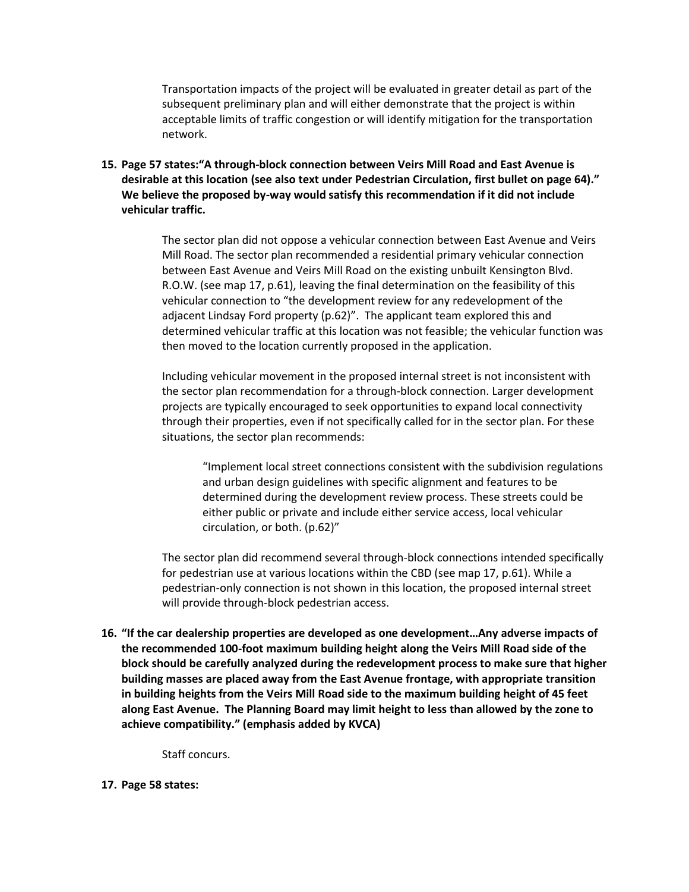Transportation impacts of the project will be evaluated in greater detail as part of the subsequent preliminary plan and will either demonstrate that the project is within acceptable limits of traffic congestion or will identify mitigation for the transportation network.

15. **Page 57 states:"A through-block connection between Veirs Mill Road and East Avenue is desirable at this location (see also text under Pedestrian Circulation, first bullet on page 64)." We believe the proposed by-way would satisfy this recommendation if it did not include vehicular traffic.**

    The sector plan did not oppose a vehicular connection between East Avenue and Veirs Mill Road. The sector plan recommended a residential primary vehicular connection between East Avenue and Veirs Mill Road on the existing unbuilt Kensington Blvd. R.O.W. (see map 17, p.61), leaving the final determination on the feasibility of this vehicular connection to "the development review for any redevelopment of the adjacent Lindsay Ford property (p.62)". The applicant team explored this and determined vehicular traffic at this location was not feasible; the vehicular function was then moved to the location currently proposed in the application.

    Including vehicular movement in the proposed internal street is not inconsistent with the sector plan recommendation for a through-block connection. Larger development projects are typically encouraged to seek opportunities to expand local connectivity through their properties, even if not specifically called for in the sector plan. For these situations, the sector plan recommends:

    > "Implement local street connections consistent with the subdivision regulations and urban design guidelines with specific alignment and features to be determined during the development review process. These streets could be either public or private and include either service access, local vehicular circulation, or both. (p.62)"

    The sector plan did recommend several through-block connections intended specifically for pedestrian use at various locations within the CBD (see map 17, p.61). While a pedestrian-only connection is not shown in this location, the proposed internal street will provide through-block pedestrian access.

16. **"If the car dealership properties are developed as one development…Any adverse impacts of the recommended 100-foot maximum building height along the Veirs Mill Road side of the block should be carefully analyzed during the redevelopment process to make sure that higher building masses are placed away from the East Avenue frontage, with appropriate transition in building heights from the Veirs Mill Road side to the maximum building height of 45 feet along East Avenue. The Planning Board may limit height to less than allowed by the zone to achieve compatibility." (emphasis added by KVCA)**

    Staff concurs.

17. **Page 58 states:**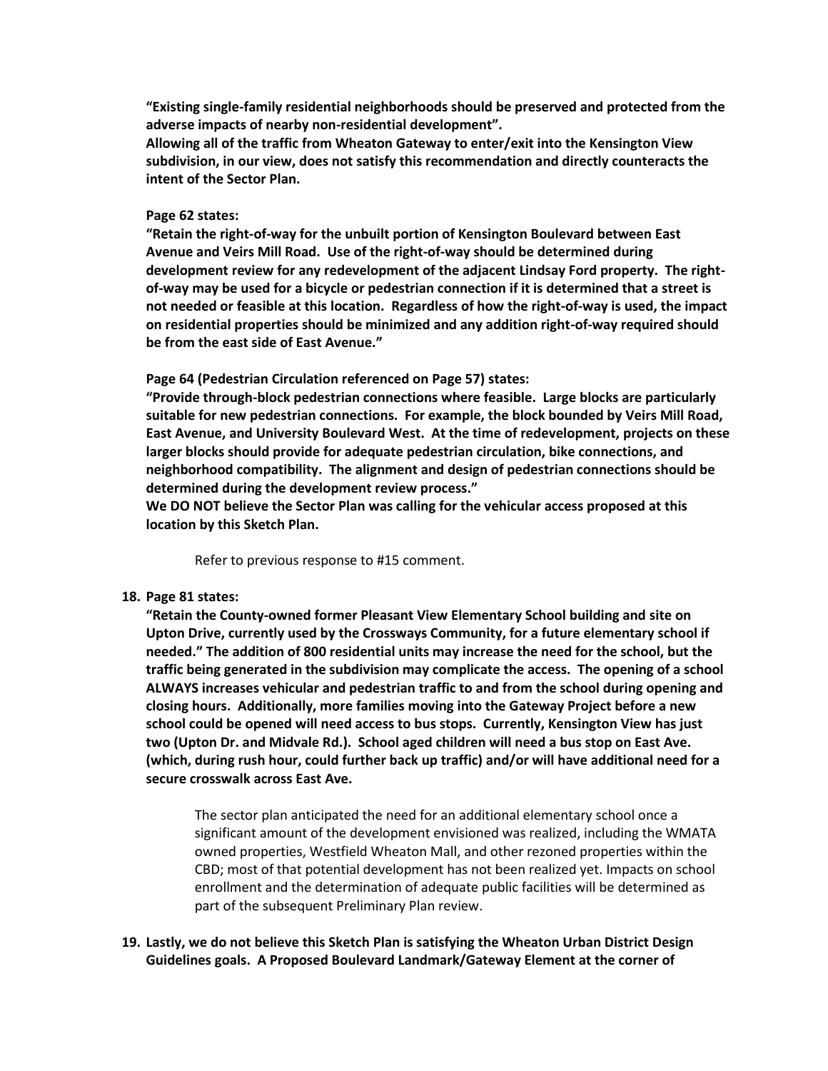**"Existing single-family residential neighborhoods should be preserved and protected from the adverse impacts of nearby non-residential development".**
**Allowing all of the traffic from Wheaton Gateway to enter/exit into the Kensington View subdivision, in our view, does not satisfy this recommendation and directly counteracts the intent of the Sector Plan.**

**Page 62 states:**
**"Retain the right-of-way for the unbuilt portion of Kensington Boulevard between East Avenue and Veirs Mill Road. Use of the right-of-way should be determined during development review for any redevelopment of the adjacent Lindsay Ford property. The right-of-way may be used for a bicycle or pedestrian connection if it is determined that a street is not needed or feasible at this location. Regardless of how the right-of-way is used, the impact on residential properties should be minimized and any addition right-of-way required should be from the east side of East Avenue."**

**Page 64 (Pedestrian Circulation referenced on Page 57) states:**
**"Provide through-block pedestrian connections where feasible. Large blocks are particularly suitable for new pedestrian connections. For example, the block bounded by Veirs Mill Road, East Avenue, and University Boulevard West. At the time of redevelopment, projects on these larger blocks should provide for adequate pedestrian circulation, bike connections, and neighborhood compatibility. The alignment and design of pedestrian connections should be determined during the development review process."**
**We DO NOT believe the Sector Plan was calling for the vehicular access proposed at this location by this Sketch Plan.**

Refer to previous response to #15 comment.

18. **Page 81 states:**
**"Retain the County-owned former Pleasant View Elementary School building and site on Upton Drive, currently used by the Crossways Community, for a future elementary school if needed." The addition of 800 residential units may increase the need for the school, but the traffic being generated in the subdivision may complicate the access. The opening of a school ALWAYS increases vehicular and pedestrian traffic to and from the school during opening and closing hours. Additionally, more families moving into the Gateway Project before a new school could be opened will need access to bus stops. Currently, Kensington View has just two (Upton Dr. and Midvale Rd.). School aged children will need a bus stop on East Ave. (which, during rush hour, could further back up traffic) and/or will have additional need for a secure crosswalk across East Ave.**

The sector plan anticipated the need for an additional elementary school once a significant amount of the development envisioned was realized, including the WMATA owned properties, Westfield Wheaton Mall, and other rezoned properties within the CBD; most of that potential development has not been realized yet. Impacts on school enrollment and the determination of adequate public facilities will be determined as part of the subsequent Preliminary Plan review.

19. **Lastly, we do not believe this Sketch Plan is satisfying the Wheaton Urban District Design Guidelines goals. A Proposed Boulevard Landmark/Gateway Element at the corner of**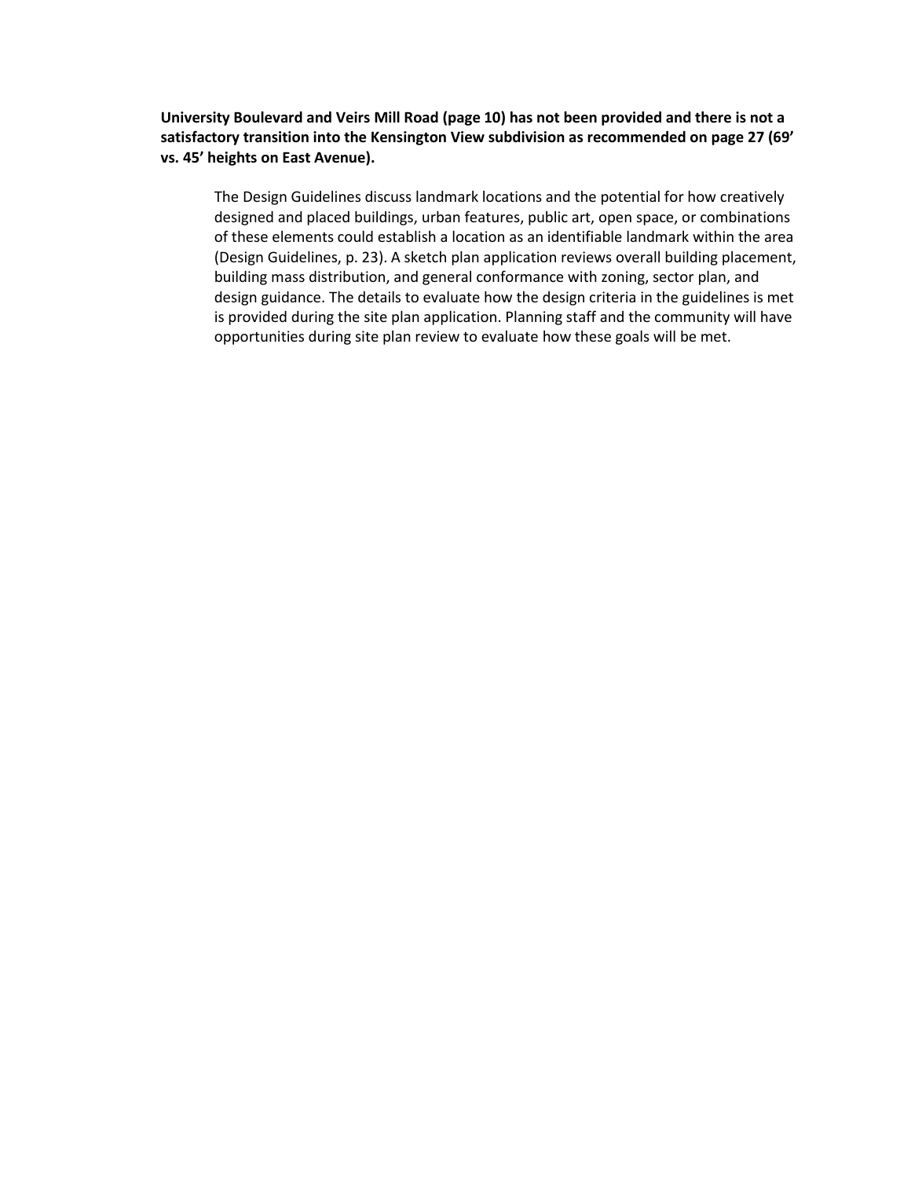**University Boulevard and Veirs Mill Road (page 10) has not been provided and there is not a satisfactory transition into the Kensington View subdivision as recommended on page 27 (69' vs. 45' heights on East Avenue).**

The Design Guidelines discuss landmark locations and the potential for how creatively designed and placed buildings, urban features, public art, open space, or combinations of these elements could establish a location as an identifiable landmark within the area (Design Guidelines, p. 23). A sketch plan application reviews overall building placement, building mass distribution, and general conformance with zoning, sector plan, and design guidance. The details to evaluate how the design criteria in the guidelines is met is provided during the site plan application. Planning staff and the community will have opportunities during site plan review to evaluate how these goals will be met.